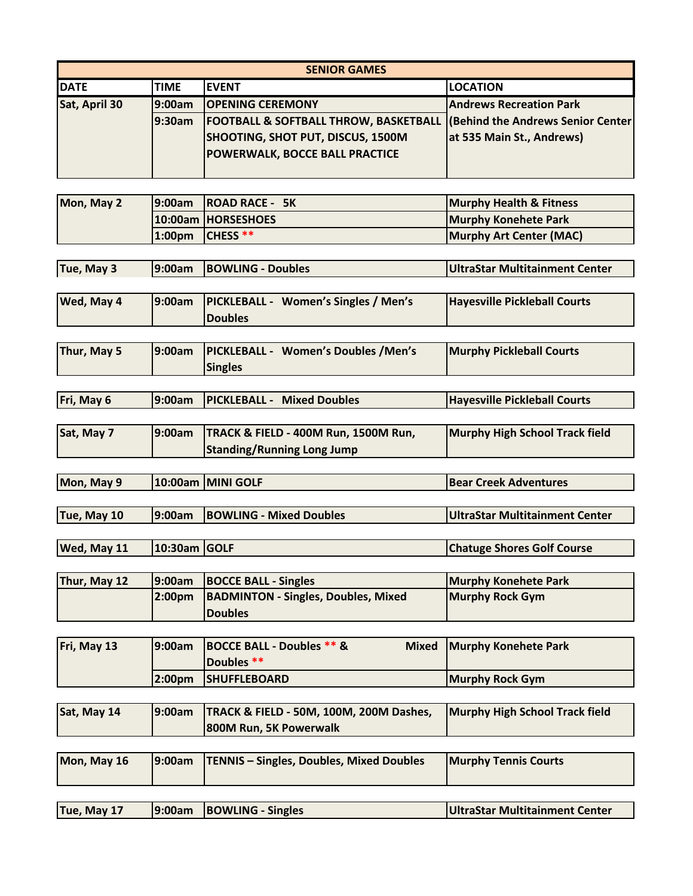| SENIOR GAMES | | | |
|---|---|---|---|
| **DATE** | **TIME** | **EVENT** | **LOCATION** |
| **Sat, April 30** | **9:00am** | **OPENING CEREMONY** | **Andrews Recreation Park** |
| | **9:30am** | **FOOTBALL & SOFTBALL THROW, BASKETBALL SHOOTING, SHOT PUT, DISCUS, 1500M POWERWALK, BOCCE BALL PRACTICE** | **(Behind the Andrews Senior Center at 535 Main St., Andrews)** |
| **Mon, May 2** | **9:00am** | **ROAD RACE - 5K** | **Murphy Health & Fitness** |
| | **10:00am** | **HORSESHOES** | **Murphy Konehete Park** |
| | **1:00pm** | **CHESS \*\*** | **Murphy Art Center (MAC)** |
| **Tue, May 3** | **9:00am** | **BOWLING - Doubles** | **UltraStar Multitainment Center** |
| **Wed, May 4** | **9:00am** | **PICKLEBALL - Women's Singles / Men's Doubles** | **Hayesville Pickleball Courts** |
| **Thur, May 5** | **9:00am** | **PICKLEBALL - Women's Doubles /Men's Singles** | **Murphy Pickleball Courts** |
| **Fri, May 6** | **9:00am** | **PICKLEBALL - Mixed Doubles** | **Hayesville Pickleball Courts** |
| **Sat, May 7** | **9:00am** | **TRACK & FIELD - 400M Run, 1500M Run, Standing/Running Long Jump** | **Murphy High School Track field** |
| **Mon, May 9** | **10:00am** | **MINI GOLF** | **Bear Creek Adventures** |
| **Tue, May 10** | **9:00am** | **BOWLING - Mixed Doubles** | **UltraStar Multitainment Center** |
| **Wed, May 11** | **10:30am** | **GOLF** | **Chatuge Shores Golf Course** |
| **Thur, May 12** | **9:00am** | **BOCCE BALL - Singles** | **Murphy Konehete Park** |
| | **2:00pm** | **BADMINTON - Singles, Doubles, Mixed Doubles** | **Murphy Rock Gym** |
| **Fri, May 13** | **9:00am** | **BOCCE BALL - Doubles \*\* & Mixed Doubles \*\*** | **Murphy Konehete Park** |
| | **2:00pm** | **SHUFFLEBOARD** | **Murphy Rock Gym** |
| **Sat, May 14** | **9:00am** | **TRACK & FIELD - 50M, 100M, 200M Dashes, 800M Run, 5K Powerwalk** | **Murphy High School Track field** |
| **Mon, May 16** | **9:00am** | **TENNIS – Singles, Doubles, Mixed Doubles** | **Murphy Tennis Courts** |
| **Tue, May 17** | **9:00am** | **BOWLING - Singles** | **UltraStar Multitainment Center** |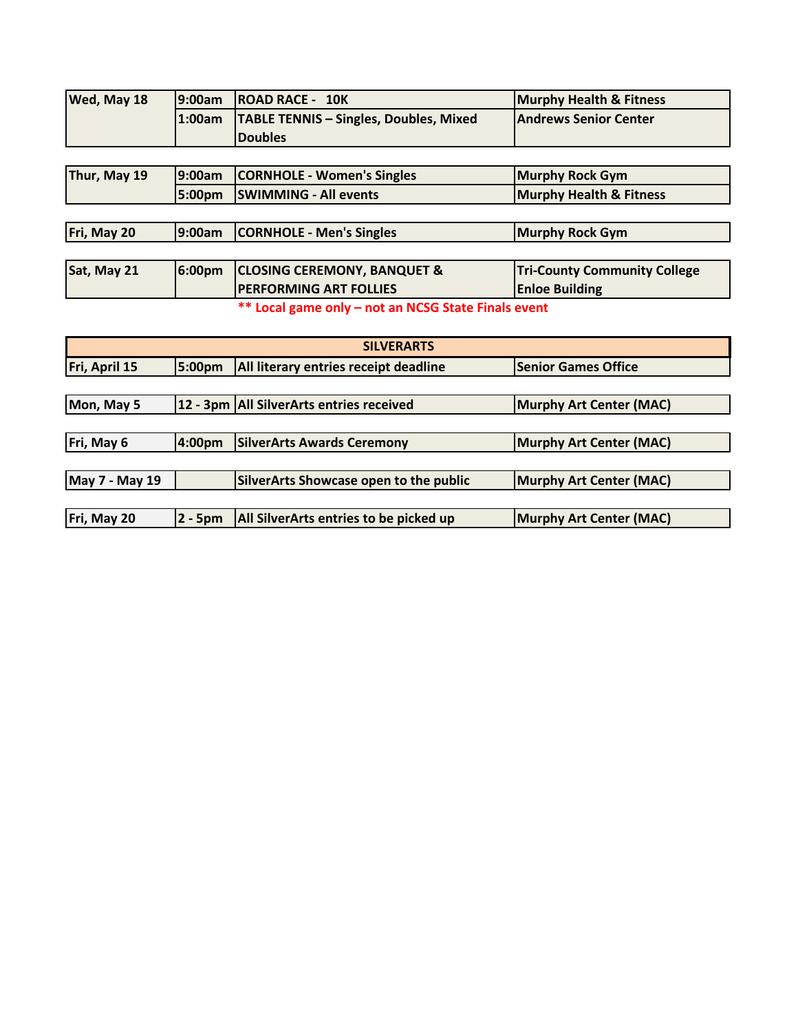| | | | |
|---|---|---|---|
| Wed, May 18 | 9:00am | ROAD RACE - 10K | Murphy Health & Fitness |
| | 1:00am | TABLE TENNIS – Singles, Doubles, Mixed Doubles | Andrews Senior Center |
| Thur, May 19 | 9:00am | CORNHOLE - Women's Singles | Murphy Rock Gym |
| | 5:00pm | SWIMMING - All events | Murphy Health & Fitness |
| Fri, May 20 | 9:00am | CORNHOLE - Men's Singles | Murphy Rock Gym |
| Sat, May 21 | 6:00pm | CLOSING CEREMONY, BANQUET & PERFORMING ART FOLLIES | Tri-County Community College Enloe Building |

** Local game only – not an NCSG State Finals event

| SILVERARTS | | | |
|---|---|---|---|
| Fri, April 15 | 5:00pm | All literary entries receipt deadline | Senior Games Office |
| Mon, May 5 | 12 - 3pm | All SilverArts entries received | Murphy Art Center (MAC) |
| Fri, May 6 | 4:00pm | SilverArts Awards Ceremony | Murphy Art Center (MAC) |
| May 7 - May 19 | | SilverArts Showcase open to the public | Murphy Art Center (MAC) |
| Fri, May 20 | 2 - 5pm | All SilverArts entries to be picked up | Murphy Art Center (MAC) |